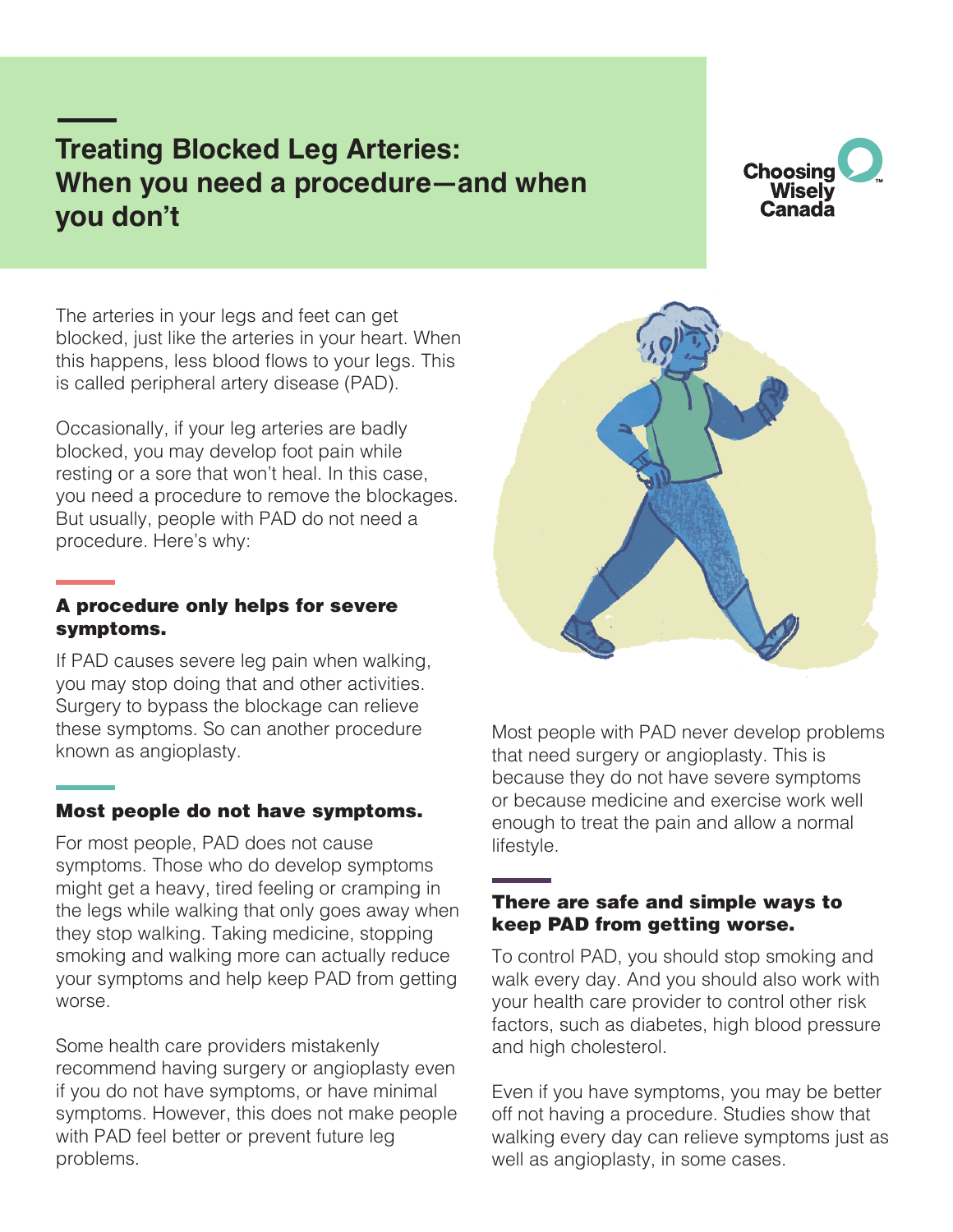# Treating Blocked Leg Arteries: When you need a procedure—and when you don't

Choosing Wisely Canada

The arteries in your legs and feet can get blocked, just like the arteries in your heart. When this happens, less blood flows to your legs. This is called peripheral artery disease (PAD).

Occasionally, if your leg arteries are badly blocked, you may develop foot pain while resting or a sore that won't heal. In this case, you need a procedure to remove the blockages. But usually, people with PAD do not need a procedure. Here's why:

## A procedure only helps for severe symptoms.

If PAD causes severe leg pain when walking, you may stop doing that and other activities. Surgery to bypass the blockage can relieve these symptoms. So can another procedure known as angioplasty.

## Most people do not have symptoms.

For most people, PAD does not cause symptoms. Those who do develop symptoms might get a heavy, tired feeling or cramping in the legs while walking that only goes away when they stop walking. Taking medicine, stopping smoking and walking more can actually reduce your symptoms and help keep PAD from getting worse.

Some health care providers mistakenly recommend having surgery or angioplasty even if you do not have symptoms, or have minimal symptoms. However, this does not make people with PAD feel better or prevent future leg problems.

Most people with PAD never develop problems that need surgery or angioplasty. This is because they do not have severe symptoms or because medicine and exercise work well enough to treat the pain and allow a normal lifestyle.

## There are safe and simple ways to keep PAD from getting worse.

To control PAD, you should stop smoking and walk every day. And you should also work with your health care provider to control other risk factors, such as diabetes, high blood pressure and high cholesterol.

Even if you have symptoms, you may be better off not having a procedure. Studies show that walking every day can relieve symptoms just as well as angioplasty, in some cases.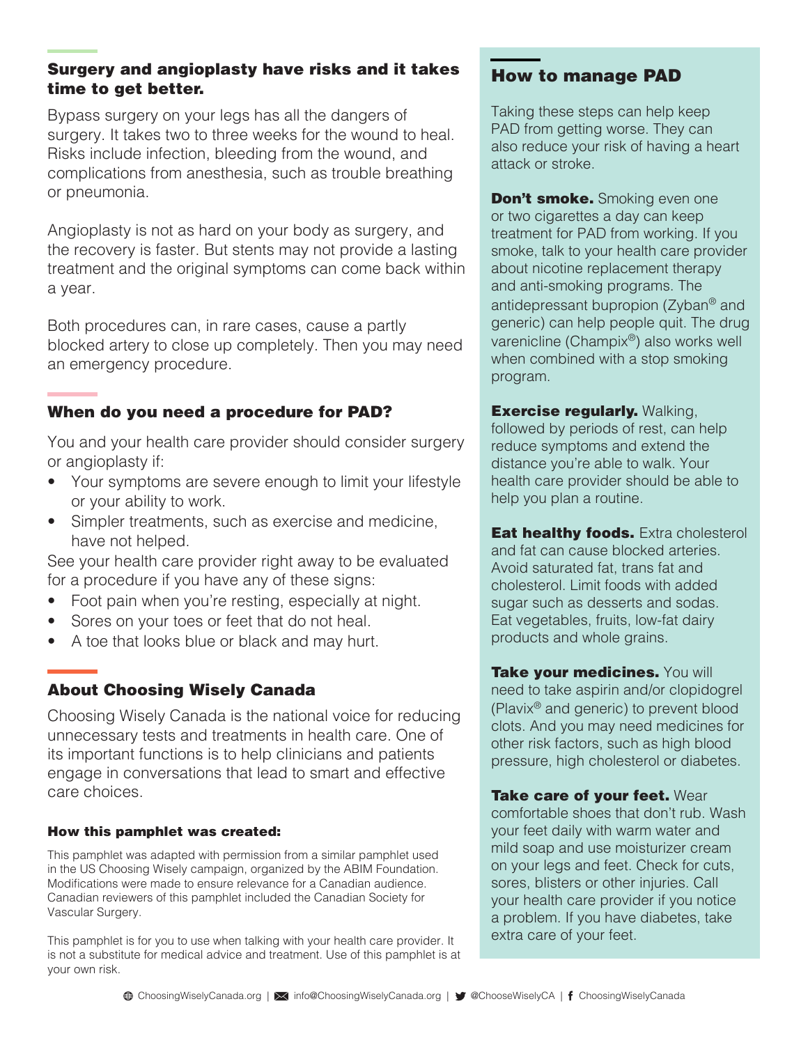## Surgery and angioplasty have risks and it takes time to get better.

Bypass surgery on your legs has all the dangers of surgery. It takes two to three weeks for the wound to heal. Risks include infection, bleeding from the wound, and complications from anesthesia, such as trouble breathing or pneumonia.

Angioplasty is not as hard on your body as surgery, and the recovery is faster. But stents may not provide a lasting treatment and the original symptoms can come back within a year.

Both procedures can, in rare cases, cause a partly blocked artery to close up completely. Then you may need an emergency procedure.

## When do you need a procedure for PAD?

You and your health care provider should consider surgery or angioplasty if:

- Your symptoms are severe enough to limit your lifestyle or your ability to work.
- Simpler treatments, such as exercise and medicine, have not helped.

See your health care provider right away to be evaluated for a procedure if you have any of these signs:

- Foot pain when you're resting, especially at night.
- Sores on your toes or feet that do not heal.
- A toe that looks blue or black and may hurt.

## About Choosing Wisely Canada

Choosing Wisely Canada is the national voice for reducing unnecessary tests and treatments in health care. One of its important functions is to help clinicians and patients engage in conversations that lead to smart and effective care choices.

### How this pamphlet was created:

This pamphlet was adapted with permission from a similar pamphlet used in the US Choosing Wisely campaign, organized by the ABIM Foundation. Modifications were made to ensure relevance for a Canadian audience. Canadian reviewers of this pamphlet included the Canadian Society for Vascular Surgery.

This pamphlet is for you to use when talking with your health care provider. It is not a substitute for medical advice and treatment. Use of this pamphlet is at your own risk.

## How to manage PAD

Taking these steps can help keep PAD from getting worse. They can also reduce your risk of having a heart attack or stroke.

**Don't smoke.** Smoking even one or two cigarettes a day can keep treatment for PAD from working. If you smoke, talk to your health care provider about nicotine replacement therapy and anti-smoking programs. The antidepressant bupropion (Zyban® and generic) can help people quit. The drug varenicline (Champix®) also works well when combined with a stop smoking program.

**Exercise regularly.** Walking, followed by periods of rest, can help reduce symptoms and extend the distance you're able to walk. Your health care provider should be able to help you plan a routine.

**Eat healthy foods.** Extra cholesterol and fat can cause blocked arteries. Avoid saturated fat, trans fat and cholesterol. Limit foods with added sugar such as desserts and sodas. Eat vegetables, fruits, low-fat dairy products and whole grains.

**Take your medicines.** You will need to take aspirin and/or clopidogrel (Plavix® and generic) to prevent blood clots. And you may need medicines for other risk factors, such as high blood pressure, high cholesterol or diabetes.

**Take care of your feet.** Wear comfortable shoes that don't rub. Wash your feet daily with warm water and mild soap and use moisturizer cream on your legs and feet. Check for cuts, sores, blisters or other injuries. Call your health care provider if you notice a problem. If you have diabetes, take extra care of your feet.

ChoosingWiselyCanada.org | info@ChoosingWiselyCanada.org | @ChooseWiselyCA | ChoosingWiselyCanada